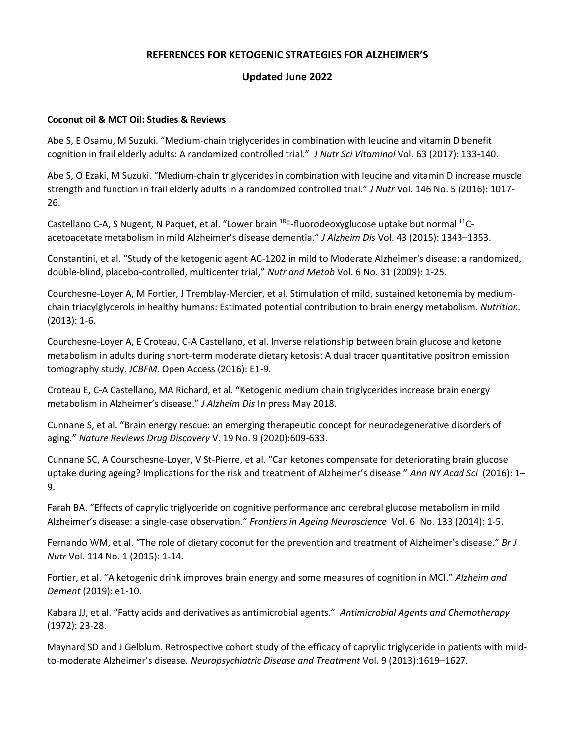# REFERENCES FOR KETOGENIC STRATEGIES FOR ALZHEIMER'S

## Updated June 2022

**Coconut oil & MCT Oil: Studies & Reviews**

Abe S, E Osamu, M Suzuki. "Medium-chain triglycerides in combination with leucine and vitamin D benefit cognition in frail elderly adults: A randomized controlled trial." *J Nutr Sci Vitaminol* Vol. 63 (2017): 133-140.

Abe S, O Ezaki, M Suzuki. "Medium-chain triglycerides in combination with leucine and vitamin D increase muscle strength and function in frail elderly adults in a randomized controlled trial." *J Nutr* Vol. 146 No. 5 (2016): 1017-26.

Castellano C-A, S Nugent, N Paquet, et al. "Lower brain $^{18}$F-fluorodeoxyglucose uptake but normal $^{11}$C-acetoacetate metabolism in mild Alzheimer's disease dementia." *J Alzheim Dis* Vol. 43 (2015): 1343–1353.

Constantini, et al. "Study of the ketogenic agent AC-1202 in mild to Moderate Alzheimer's disease: a randomized, double-blind, placebo-controlled, multicenter trial," *Nutr and Metab* Vol. 6 No. 31 (2009): 1-25.

Courchesne-Loyer A, M Fortier, J Tremblay-Mercier, et al. Stimulation of mild, sustained ketonemia by medium-chain triacylglycerols in healthy humans: Estimated potential contribution to brain energy metabolism. *Nutrition*. (2013): 1-6.

Courchesne-Loyer A, E Croteau, C-A Castellano, et al. Inverse relationship between brain glucose and ketone metabolism in adults during short-term moderate dietary ketosis: A dual tracer quantitative positron emission tomography study. *JCBFM*. Open Access (2016): E1-9.

Croteau E, C-A Castellano, MA Richard, et al. "Ketogenic medium chain triglycerides increase brain energy metabolism in Alzheimer's disease." *J Alzheim Dis* In press May 2018.

Cunnane S, et al. "Brain energy rescue: an emerging therapeutic concept for neurodegenerative disorders of aging." *Nature Reviews Drug Discovery* V. 19 No. 9 (2020):609-633.

Cunnane SC, A Courschesne-Loyer, V St-Pierre, et al. "Can ketones compensate for deteriorating brain glucose uptake during ageing? Implications for the risk and treatment of Alzheimer's disease." *Ann NY Acad Sci* (2016): 1–9.

Farah BA. "Effects of caprylic triglyceride on cognitive performance and cerebral glucose metabolism in mild Alzheimer's disease: a single-case observation." *Frontiers in Ageing Neuroscience* Vol. 6 No. 133 (2014): 1-5.

Fernando WM, et al. "The role of dietary coconut for the prevention and treatment of Alzheimer's disease." *Br J Nutr* Vol. 114 No. 1 (2015): 1-14.

Fortier, et al. "A ketogenic drink improves brain energy and some measures of cognition in MCI." *Alzheim and Dement* (2019): e1-10.

Kabara JJ, et al. "Fatty acids and derivatives as antimicrobial agents." *Antimicrobial Agents and Chemotherapy* (1972): 23-28.

Maynard SD and J Gelblum. Retrospective cohort study of the efficacy of caprylic triglyceride in patients with mild-to-moderate Alzheimer's disease. *Neuropsychiatric Disease and Treatment* Vol. 9 (2013):1619–1627.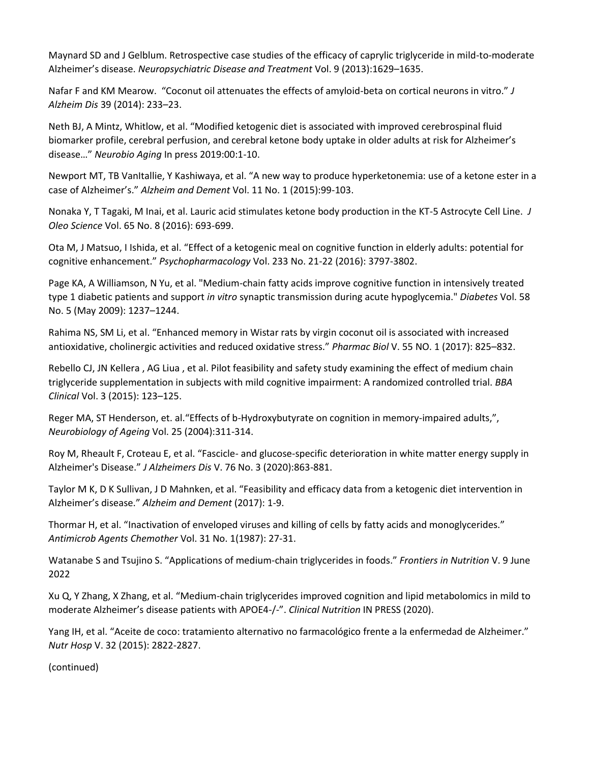Maynard SD and J Gelblum. Retrospective case studies of the efficacy of caprylic triglyceride in mild-to-moderate Alzheimer's disease. *Neuropsychiatric Disease and Treatment* Vol. 9 (2013):1629–1635.

Nafar F and KM Mearow. "Coconut oil attenuates the effects of amyloid-beta on cortical neurons in vitro." *J Alzheim Dis* 39 (2014): 233–23.

Neth BJ, A Mintz, Whitlow, et al. "Modified ketogenic diet is associated with improved cerebrospinal fluid biomarker profile, cerebral perfusion, and cerebral ketone body uptake in older adults at risk for Alzheimer's disease…" *Neurobio Aging* In press 2019:00:1-10.

Newport MT, TB VanItallie, Y Kashiwaya, et al. "A new way to produce hyperketonemia: use of a ketone ester in a case of Alzheimer's." *Alzheim and Dement* Vol. 11 No. 1 (2015):99-103.

Nonaka Y, T Tagaki, M Inai, et al. Lauric acid stimulates ketone body production in the KT-5 Astrocyte Cell Line. *J Oleo Science* Vol. 65 No. 8 (2016): 693-699.

Ota M, J Matsuo, I Ishida, et al. "Effect of a ketogenic meal on cognitive function in elderly adults: potential for cognitive enhancement." *Psychopharmacology* Vol. 233 No. 21-22 (2016): 3797-3802.

Page KA, A Williamson, N Yu, et al. "Medium-chain fatty acids improve cognitive function in intensively treated type 1 diabetic patients and support *in vitro* synaptic transmission during acute hypoglycemia." *Diabetes* Vol. 58 No. 5 (May 2009): 1237–1244.

Rahima NS, SM Li, et al. "Enhanced memory in Wistar rats by virgin coconut oil is associated with increased antioxidative, cholinergic activities and reduced oxidative stress." *Pharmac Biol* V. 55 NO. 1 (2017): 825–832.

Rebello CJ, JN Kellera , AG Liua , et al. Pilot feasibility and safety study examining the effect of medium chain triglyceride supplementation in subjects with mild cognitive impairment: A randomized controlled trial. *BBA Clinical* Vol. 3 (2015): 123–125.

Reger MA, ST Henderson, et. al."Effects of b-Hydroxybutyrate on cognition in memory-impaired adults,", *Neurobiology of Ageing* Vol. 25 (2004):311-314.

Roy M, Rheault F, Croteau E, et al. "Fascicle- and glucose-specific deterioration in white matter energy supply in Alzheimer's Disease." *J Alzheimers Dis* V. 76 No. 3 (2020):863-881.

Taylor M K, D K Sullivan, J D Mahnken, et al. "Feasibility and efficacy data from a ketogenic diet intervention in Alzheimer's disease." *Alzheim and Dement* (2017): 1-9.

Thormar H, et al. "Inactivation of enveloped viruses and killing of cells by fatty acids and monoglycerides." *Antimicrob Agents Chemother* Vol. 31 No. 1(1987): 27-31.

Watanabe S and Tsujino S. "Applications of medium-chain triglycerides in foods." *Frontiers in Nutrition* V. 9 June 2022

Xu Q, Y Zhang, X Zhang, et al. "Medium-chain triglycerides improved cognition and lipid metabolomics in mild to moderate Alzheimer's disease patients with APOE4-/-". *Clinical Nutrition* IN PRESS (2020).

Yang IH, et al. "Aceite de coco: tratamiento alternativo no farmacológico frente a la enfermedad de Alzheimer." *Nutr Hosp* V. 32 (2015): 2822-2827.

(continued)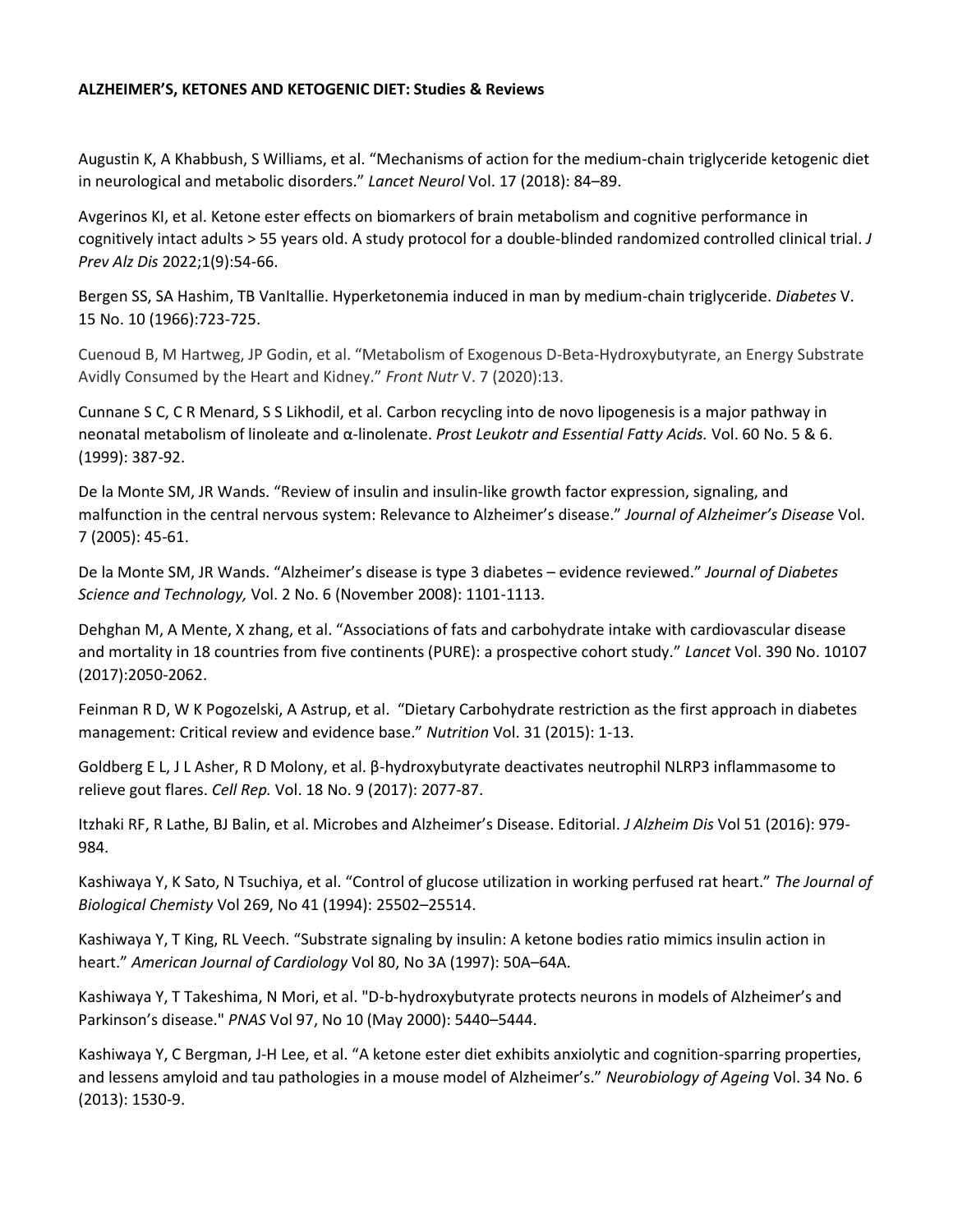**ALZHEIMER'S, KETONES AND KETOGENIC DIET: Studies & Reviews**

Augustin K, A Khabbush, S Williams, et al. "Mechanisms of action for the medium-chain triglyceride ketogenic diet in neurological and metabolic disorders." *Lancet Neurol* Vol. 17 (2018): 84–89.

Avgerinos KI, et al. Ketone ester effects on biomarkers of brain metabolism and cognitive performance in cognitively intact adults > 55 years old. A study protocol for a double-blinded randomized controlled clinical trial. *J Prev Alz Dis* 2022;1(9):54-66.

Bergen SS, SA Hashim, TB VanItallie. Hyperketonemia induced in man by medium-chain triglyceride. *Diabetes* V. 15 No. 10 (1966):723-725.

Cuenoud B, M Hartweg, JP Godin, et al. "Metabolism of Exogenous D-Beta-Hydroxybutyrate, an Energy Substrate Avidly Consumed by the Heart and Kidney." *Front Nutr* V. 7 (2020):13.

Cunnane S C, C R Menard, S S Likhodil, et al. Carbon recycling into de novo lipogenesis is a major pathway in neonatal metabolism of linoleate and α-linolenate. *Prost Leukotr and Essential Fatty Acids.* Vol. 60 No. 5 & 6. (1999): 387-92.

De la Monte SM, JR Wands. "Review of insulin and insulin-like growth factor expression, signaling, and malfunction in the central nervous system: Relevance to Alzheimer's disease." *Journal of Alzheimer's Disease* Vol. 7 (2005): 45-61.

De la Monte SM, JR Wands. "Alzheimer's disease is type 3 diabetes – evidence reviewed." *Journal of Diabetes Science and Technology,* Vol. 2 No. 6 (November 2008): 1101-1113.

Dehghan M, A Mente, X zhang, et al. "Associations of fats and carbohydrate intake with cardiovascular disease and mortality in 18 countries from five continents (PURE): a prospective cohort study." *Lancet* Vol. 390 No. 10107 (2017):2050-2062.

Feinman R D, W K Pogozelski, A Astrup, et al. "Dietary Carbohydrate restriction as the first approach in diabetes management: Critical review and evidence base." *Nutrition* Vol. 31 (2015): 1-13.

Goldberg E L, J L Asher, R D Molony, et al. β-hydroxybutyrate deactivates neutrophil NLRP3 inflammasome to relieve gout flares. *Cell Rep.* Vol. 18 No. 9 (2017): 2077-87.

Itzhaki RF, R Lathe, BJ Balin, et al. Microbes and Alzheimer's Disease. Editorial. *J Alzheim Dis* Vol 51 (2016): 979-984.

Kashiwaya Y, K Sato, N Tsuchiya, et al. "Control of glucose utilization in working perfused rat heart." *The Journal of Biological Chemisty* Vol 269, No 41 (1994): 25502–25514.

Kashiwaya Y, T King, RL Veech. "Substrate signaling by insulin: A ketone bodies ratio mimics insulin action in heart." *American Journal of Cardiology* Vol 80, No 3A (1997): 50A–64A.

Kashiwaya Y, T Takeshima, N Mori, et al. "D-b-hydroxybutyrate protects neurons in models of Alzheimer's and Parkinson's disease." *PNAS* Vol 97, No 10 (May 2000): 5440–5444.

Kashiwaya Y, C Bergman, J-H Lee, et al. "A ketone ester diet exhibits anxiolytic and cognition-sparring properties, and lessens amyloid and tau pathologies in a mouse model of Alzheimer's." *Neurobiology of Ageing* Vol. 34 No. 6 (2013): 1530-9.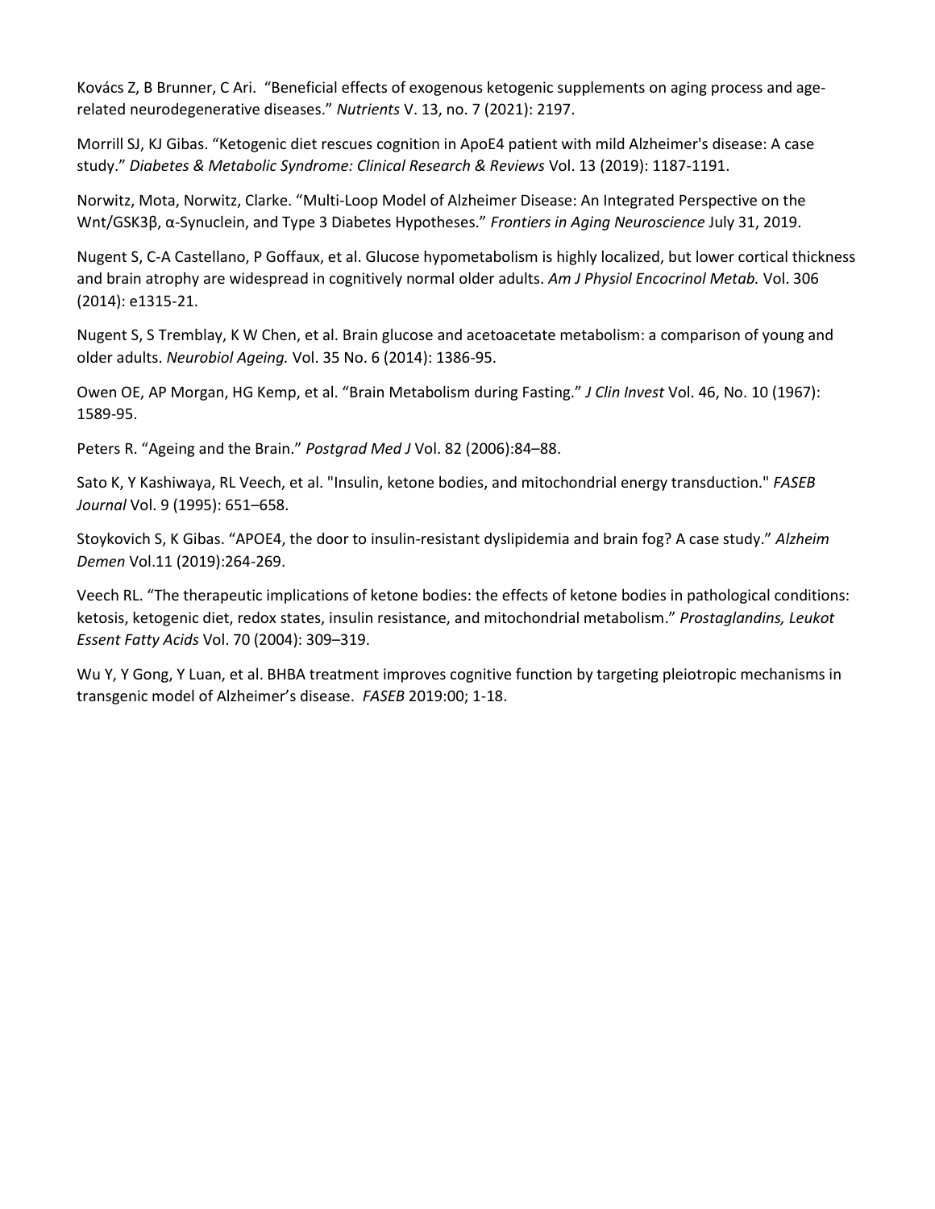Kovács Z, B Brunner, C Ari. "Beneficial effects of exogenous ketogenic supplements on aging process and age-related neurodegenerative diseases." *Nutrients* V. 13, no. 7 (2021): 2197.

Morrill SJ, KJ Gibas. "Ketogenic diet rescues cognition in ApoE4 patient with mild Alzheimer's disease: A case study." *Diabetes & Metabolic Syndrome: Clinical Research & Reviews* Vol. 13 (2019): 1187-1191.

Norwitz, Mota, Norwitz, Clarke. "Multi-Loop Model of Alzheimer Disease: An Integrated Perspective on the Wnt/GSK3β, α-Synuclein, and Type 3 Diabetes Hypotheses." *Frontiers in Aging Neuroscience* July 31, 2019.

Nugent S, C-A Castellano, P Goffaux, et al. Glucose hypometabolism is highly localized, but lower cortical thickness and brain atrophy are widespread in cognitively normal older adults. *Am J Physiol Encocrinol Metab.* Vol. 306 (2014): e1315-21.

Nugent S, S Tremblay, K W Chen, et al. Brain glucose and acetoacetate metabolism: a comparison of young and older adults. *Neurobiol Ageing.* Vol. 35 No. 6 (2014): 1386-95.

Owen OE, AP Morgan, HG Kemp, et al. "Brain Metabolism during Fasting." *J Clin Invest* Vol. 46, No. 10 (1967): 1589-95.

Peters R. "Ageing and the Brain." *Postgrad Med J* Vol. 82 (2006):84–88.

Sato K, Y Kashiwaya, RL Veech, et al. "Insulin, ketone bodies, and mitochondrial energy transduction." *FASEB Journal* Vol. 9 (1995): 651–658.

Stoykovich S, K Gibas. "APOE4, the door to insulin-resistant dyslipidemia and brain fog? A case study." *Alzheim Demen* Vol.11 (2019):264-269.

Veech RL. "The therapeutic implications of ketone bodies: the effects of ketone bodies in pathological conditions: ketosis, ketogenic diet, redox states, insulin resistance, and mitochondrial metabolism." *Prostaglandins, Leukot Essent Fatty Acids* Vol. 70 (2004): 309–319.

Wu Y, Y Gong, Y Luan, et al. BHBA treatment improves cognitive function by targeting pleiotropic mechanisms in transgenic model of Alzheimer's disease. *FASEB* 2019:00; 1-18.